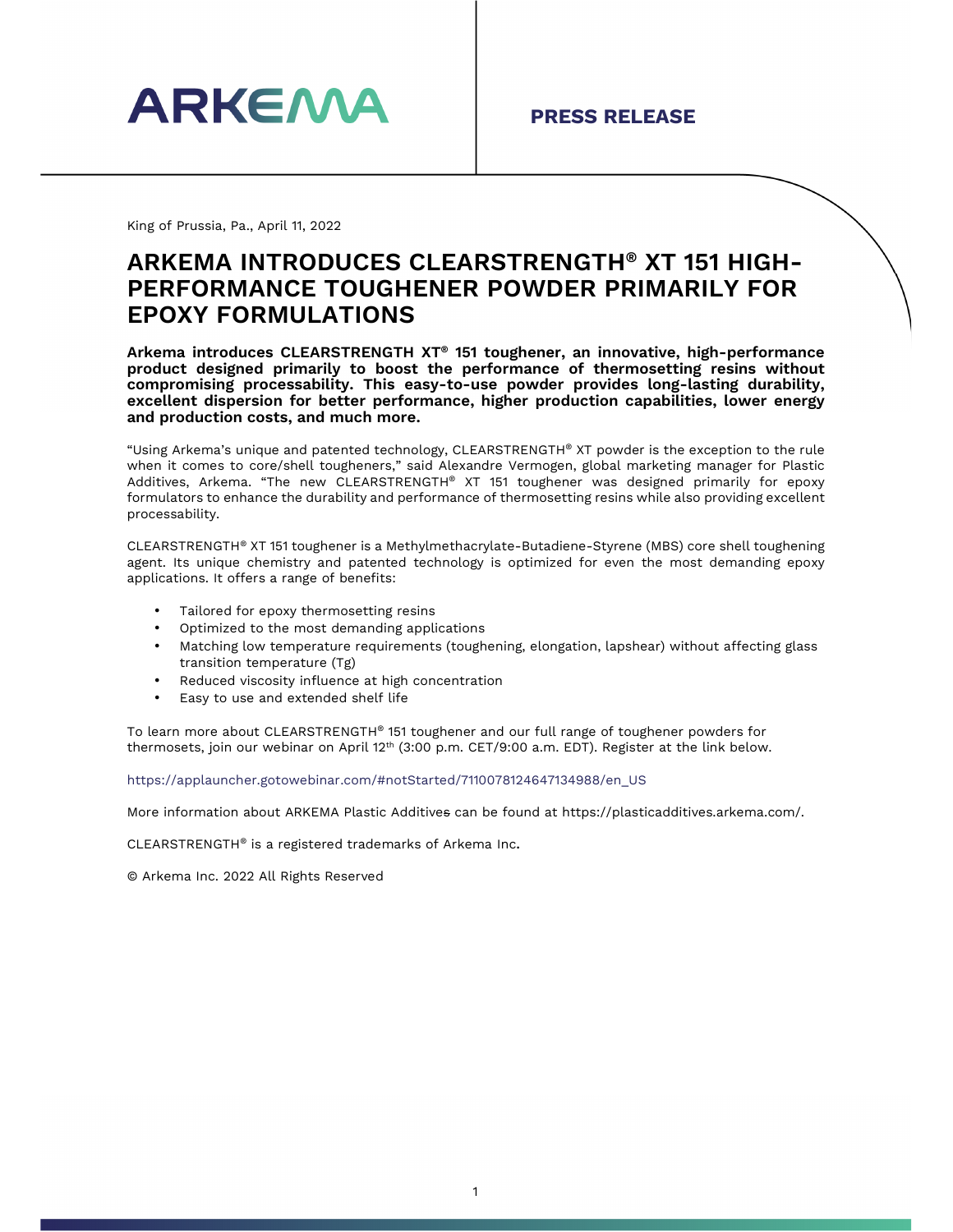ARKEMA

**PRESS RELEASE**

King of Prussia, Pa., April 11, 2022

# ARKEMA INTRODUCES CLEARSTRENGTH® XT 151 HIGH-PERFORMANCE TOUGHENER POWDER PRIMARILY FOR EPOXY FORMULATIONS

**Arkema introduces CLEARSTRENGTH XT® 151 toughener, an innovative, high-performance product designed primarily to boost the performance of thermosetting resins without compromising processability. This easy-to-use powder provides long-lasting durability, excellent dispersion for better performance, higher production capabilities, lower energy and production costs, and much more.**

"Using Arkema's unique and patented technology, CLEARSTRENGTH® XT powder is the exception to the rule when it comes to core/shell tougheners," said Alexandre Vermogen, global marketing manager for Plastic Additives, Arkema. "The new CLEARSTRENGTH® XT 151 toughener was designed primarily for epoxy formulators to enhance the durability and performance of thermosetting resins while also providing excellent processability.

CLEARSTRENGTH® XT 151 toughener is a Methylmethacrylate-Butadiene-Styrene (MBS) core shell toughening agent. Its unique chemistry and patented technology is optimized for even the most demanding epoxy applications. It offers a range of benefits:

- Tailored for epoxy thermosetting resins
- Optimized to the most demanding applications
- Matching low temperature requirements (toughening, elongation, lapshear) without affecting glass transition temperature (Tg)
- Reduced viscosity influence at high concentration
- Easy to use and extended shelf life

To learn more about CLEARSTRENGTH® 151 toughener and our full range of toughener powders for thermosets, join our webinar on April 12th (3:00 p.m. CET/9:00 a.m. EDT). Register at the link below.

https://applauncher.gotowebinar.com/#notStarted/7110078124647134988/en_US

More information about ARKEMA Plastic Additives can be found at https://plasticadditives.arkema.com/.

CLEARSTRENGTH® is a registered trademarks of Arkema Inc.

© Arkema Inc. 2022 All Rights Reserved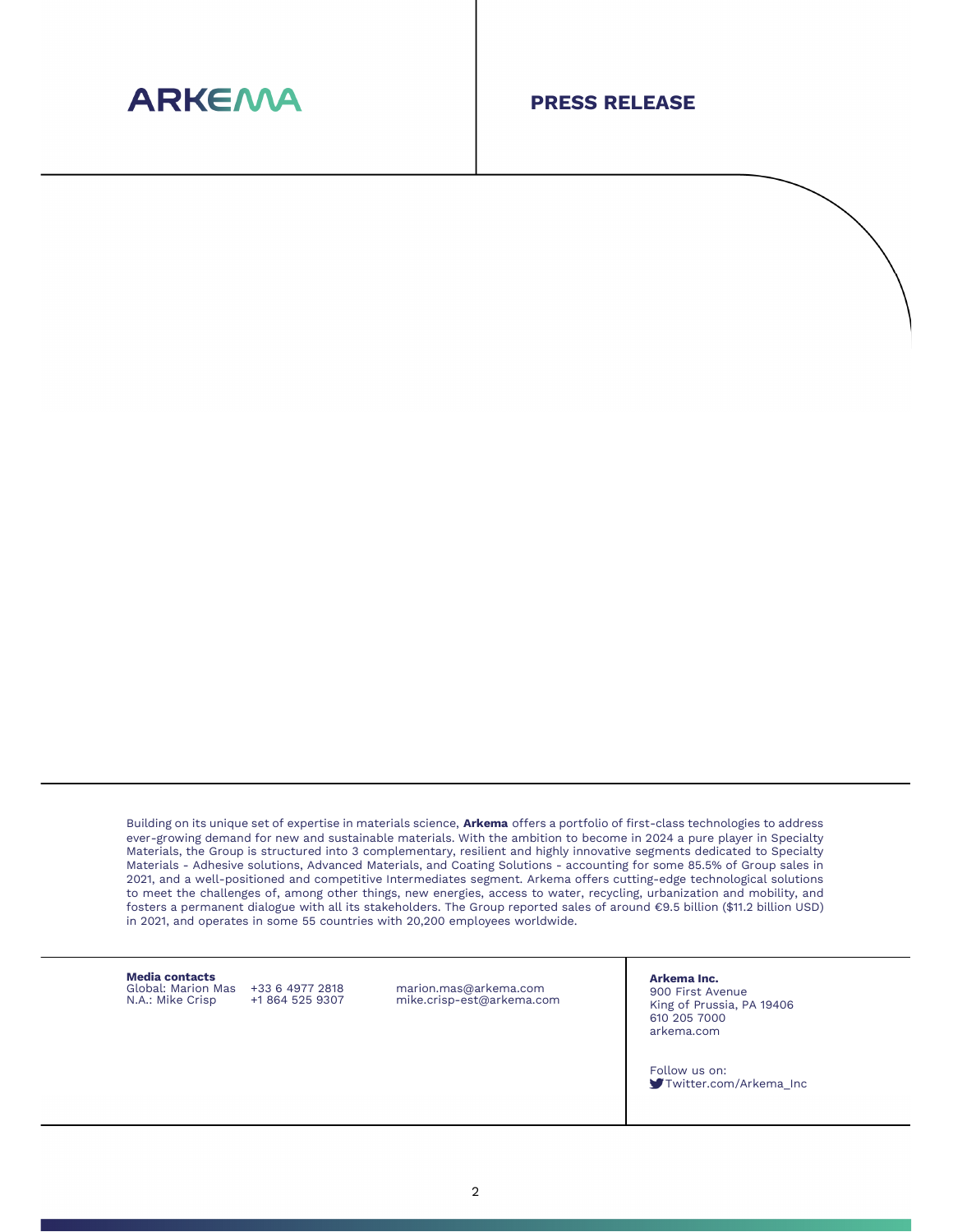ARKEMA

**PRESS RELEASE**

Building on its unique set of expertise in materials science, **Arkema** offers a portfolio of first-class technologies to address ever-growing demand for new and sustainable materials. With the ambition to become in 2024 a pure player in Specialty Materials, the Group is structured into 3 complementary, resilient and highly innovative segments dedicated to Specialty Materials - Adhesive solutions, Advanced Materials, and Coating Solutions - accounting for some 85.5% of Group sales in 2021, and a well-positioned and competitive Intermediates segment. Arkema offers cutting-edge technological solutions to meet the challenges of, among other things, new energies, access to water, recycling, urbanization and mobility, and fosters a permanent dialogue with all its stakeholders. The Group reported sales of around €9.5 billion ($11.2 billion USD) in 2021, and operates in some 55 countries with 20,200 employees worldwide.

**Media contacts**

| | | |
|---|---|---|
| Global: Marion Mas | +33 6 4977 2818 | marion.mas@arkema.com |
| N.A.: Mike Crisp | +1 864 525 9307 | mike.crisp-est@arkema.com |

**Arkema Inc.**
900 First Avenue
King of Prussia, PA 19406
610 205 7000
arkema.com

Follow us on:
Twitter.com/Arkema_Inc